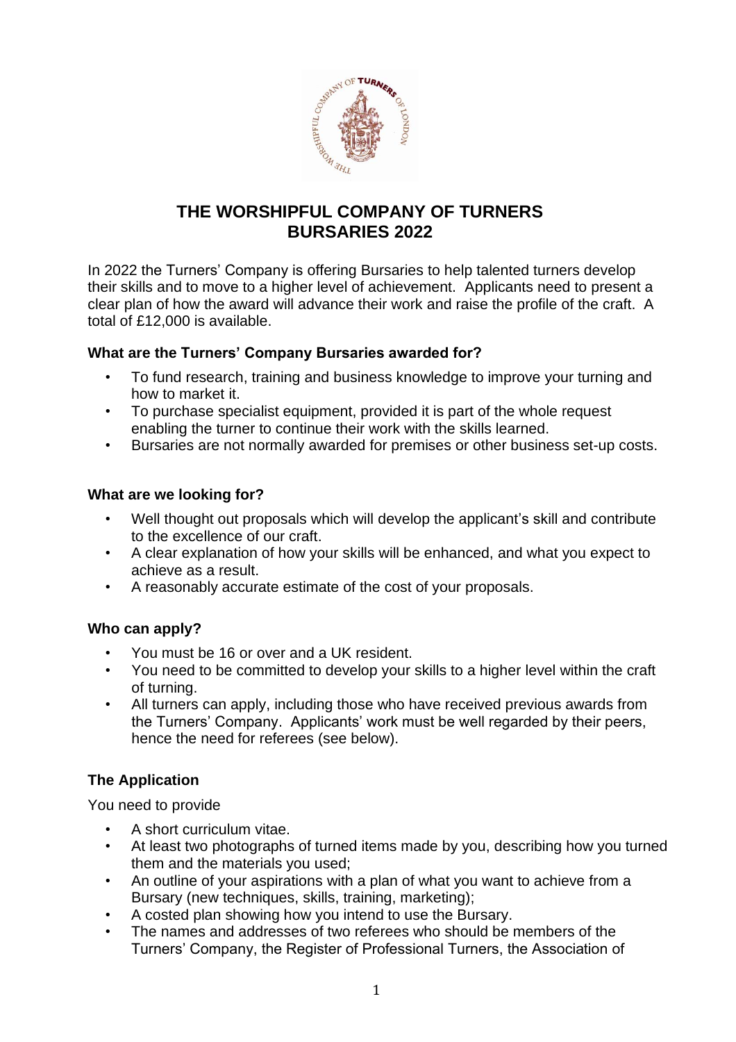# THE WORSHIPFUL COMPANY OF TURNERS
# BURSARIES 2022

In 2022 the Turners' Company is offering Bursaries to help talented turners develop their skills and to move to a higher level of achievement. Applicants need to present a clear plan of how the award will advance their work and raise the profile of the craft. A total of £12,000 is available.

**What are the Turners' Company Bursaries awarded for?**

- To fund research, training and business knowledge to improve your turning and how to market it.
- To purchase specialist equipment, provided it is part of the whole request enabling the turner to continue their work with the skills learned.
- Bursaries are not normally awarded for premises or other business set-up costs.

**What are we looking for?**

- Well thought out proposals which will develop the applicant's skill and contribute to the excellence of our craft.
- A clear explanation of how your skills will be enhanced, and what you expect to achieve as a result.
- A reasonably accurate estimate of the cost of your proposals.

**Who can apply?**

- You must be 16 or over and a UK resident.
- You need to be committed to develop your skills to a higher level within the craft of turning.
- All turners can apply, including those who have received previous awards from the Turners' Company. Applicants' work must be well regarded by their peers, hence the need for referees (see below).

**The Application**

You need to provide

- A short curriculum vitae.
- At least two photographs of turned items made by you, describing how you turned them and the materials you used;
- An outline of your aspirations with a plan of what you want to achieve from a Bursary (new techniques, skills, training, marketing);
- A costed plan showing how you intend to use the Bursary.
- The names and addresses of two referees who should be members of the Turners' Company, the Register of Professional Turners, the Association of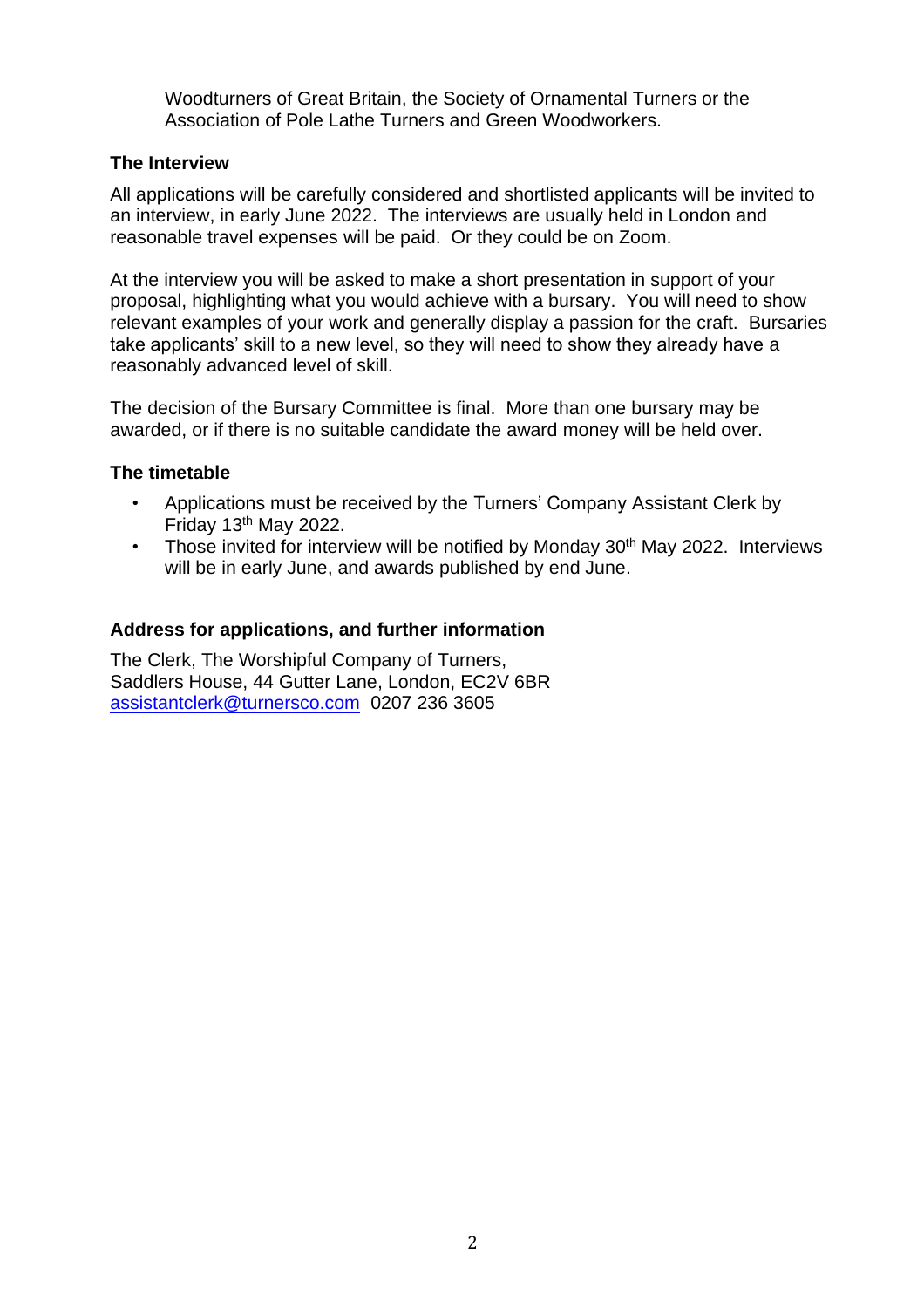Woodturners of Great Britain, the Society of Ornamental Turners or the Association of Pole Lathe Turners and Green Woodworkers.

### The Interview

All applications will be carefully considered and shortlisted applicants will be invited to an interview, in early June 2022. The interviews are usually held in London and reasonable travel expenses will be paid. Or they could be on Zoom.

At the interview you will be asked to make a short presentation in support of your proposal, highlighting what you would achieve with a bursary. You will need to show relevant examples of your work and generally display a passion for the craft. Bursaries take applicants' skill to a new level, so they will need to show they already have a reasonably advanced level of skill.

The decision of the Bursary Committee is final. More than one bursary may be awarded, or if there is no suitable candidate the award money will be held over.

### The timetable

- Applications must be received by the Turners' Company Assistant Clerk by Friday 13th May 2022.
- Those invited for interview will be notified by Monday 30th May 2022. Interviews will be in early June, and awards published by end June.

### Address for applications, and further information

The Clerk, The Worshipful Company of Turners,
Saddlers House, 44 Gutter Lane, London, EC2V 6BR
assistantclerk@turnersco.com 0207 236 3605